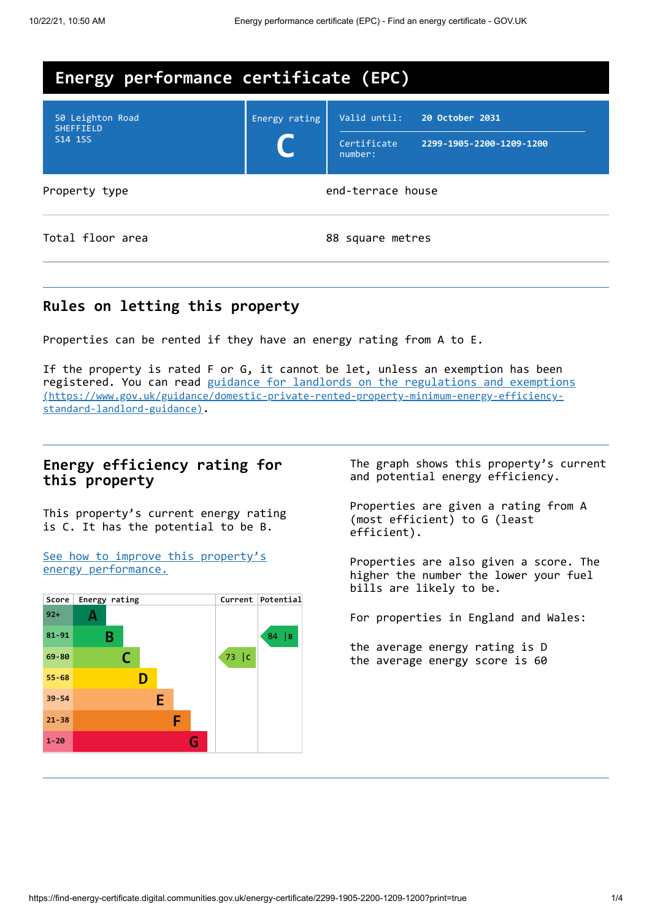# Energy performance certificate (EPC)

| | | |
|---|---|---|
| 50 Leighton Road<br>SHEFFIELD<br>S14 1SS | Energy rating<br>**C** | Valid until: **20 October 2031**<br>Certificate number: **2299-1905-2200-1209-1200** |

| | |
|---|---|
| Property type | end-terrace house |
| Total floor area | 88 square metres |

## Rules on letting this property

Properties can be rented if they have an energy rating from A to E.

If the property is rated F or G, it cannot be let, unless an exemption has been registered. You can read [guidance for landlords on the regulations and exemptions (https://www.gov.uk/guidance/domestic-private-rented-property-minimum-energy-efficiency-standard-landlord-guidance)](https://www.gov.uk/guidance/domestic-private-rented-property-minimum-energy-efficiency-standard-landlord-guidance).

## Energy efficiency rating for this property

This property's current energy rating is C. It has the potential to be B.

[See how to improve this property's energy performance.]()

| Score | Energy rating | Current | Potential |
|---|---|---|---|
| 92+ | A | | |
| 81-91 | B | | 84 B |
| 69-80 | C | 73 C | |
| 55-68 | D | | |
| 39-54 | E | | |
| 21-38 | F | | |
| 1-20 | G | | |

The graph shows this property's current and potential energy efficiency.

Properties are given a rating from A (most efficient) to G (least efficient).

Properties are also given a score. The higher the number the lower your fuel bills are likely to be.

For properties in England and Wales:

the average energy rating is D
the average energy score is 60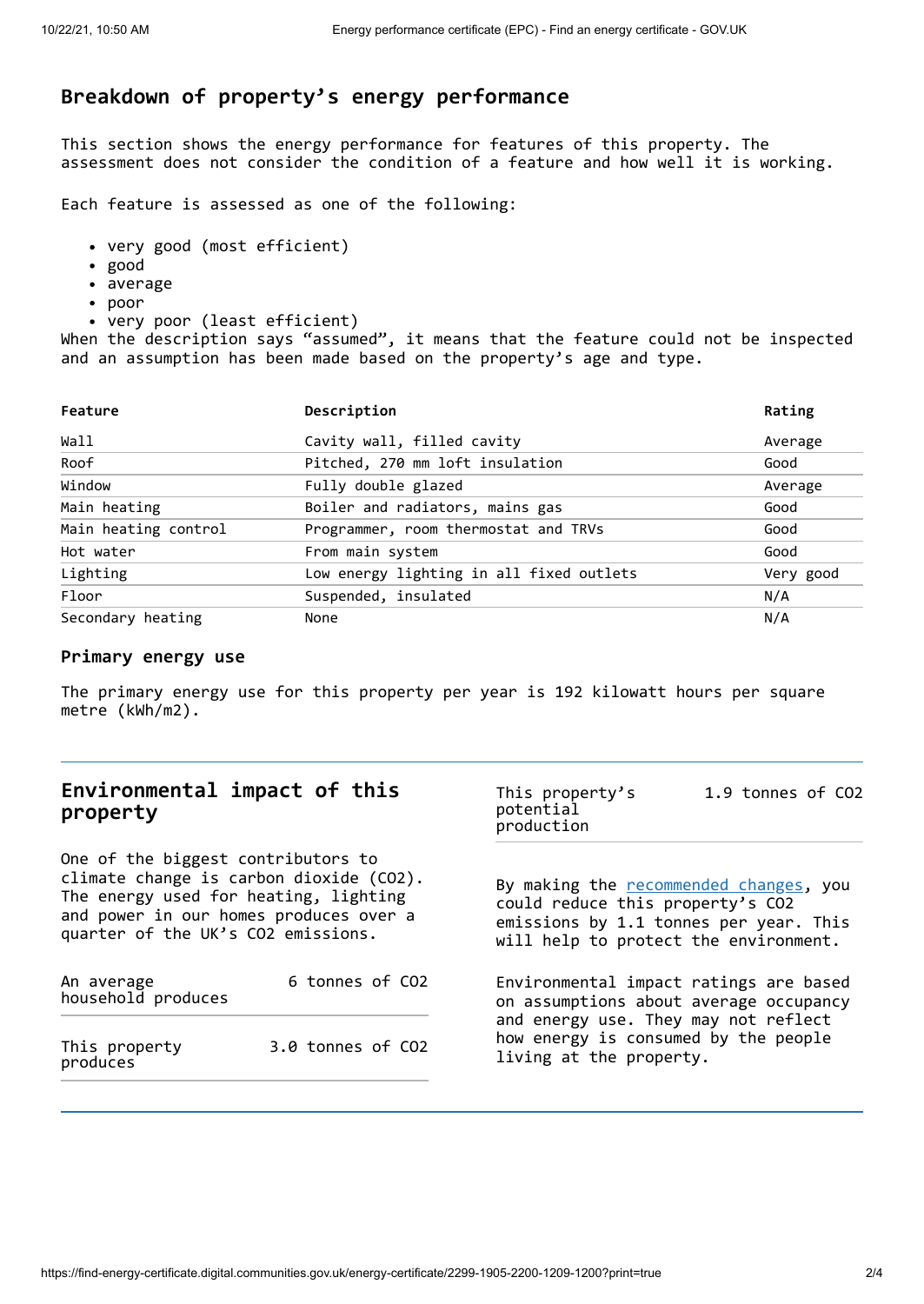## Breakdown of property's energy performance

This section shows the energy performance for features of this property. The assessment does not consider the condition of a feature and how well it is working.

Each feature is assessed as one of the following:

- very good (most efficient)
- good
- average
- poor
- very poor (least efficient)

When the description says "assumed", it means that the feature could not be inspected and an assumption has been made based on the property's age and type.

| Feature | Description | Rating |
|---|---|---|
| Wall | Cavity wall, filled cavity | Average |
| Roof | Pitched, 270 mm loft insulation | Good |
| Window | Fully double glazed | Average |
| Main heating | Boiler and radiators, mains gas | Good |
| Main heating control | Programmer, room thermostat and TRVs | Good |
| Hot water | From main system | Good |
| Lighting | Low energy lighting in all fixed outlets | Very good |
| Floor | Suspended, insulated | N/A |
| Secondary heating | None | N/A |

### Primary energy use

The primary energy use for this property per year is 192 kilowatt hours per square metre (kWh/m2).

## Environmental impact of this property

One of the biggest contributors to climate change is carbon dioxide ($CO_2$). The energy used for heating, lighting and power in our homes produces over a quarter of the UK's $CO_2$ emissions.

| | |
|---|---|
| An average household produces | 6 tonnes of $CO_2$ |
| This property produces | 3.0 tonnes of $CO_2$ |
| This property's potential production | 1.9 tonnes of $CO_2$ |

By making the recommended changes, you could reduce this property's $CO_2$ emissions by 1.1 tonnes per year. This will help to protect the environment.

Environmental impact ratings are based on assumptions about average occupancy and energy use. They may not reflect how energy is consumed by the people living at the property.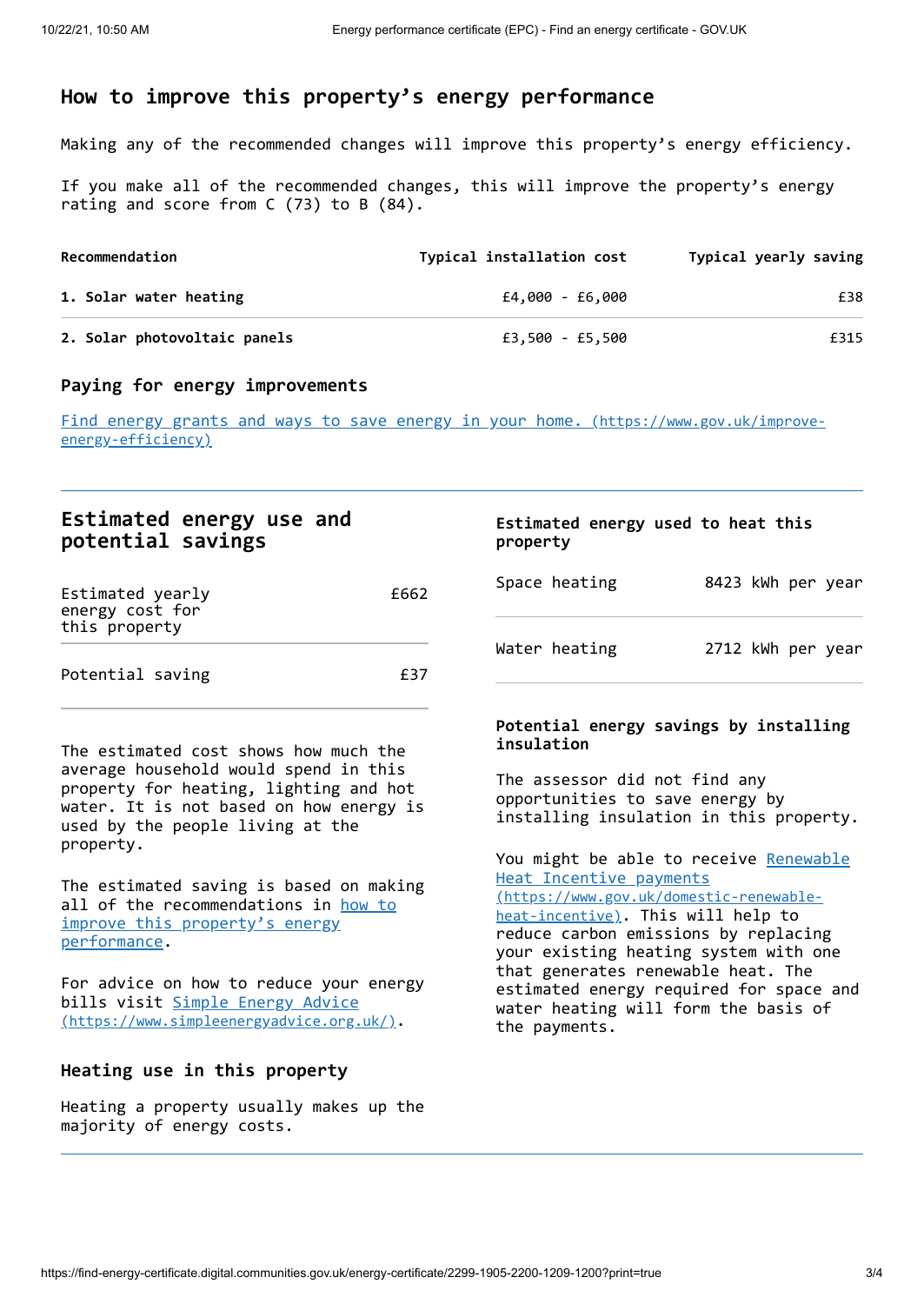## How to improve this property's energy performance

Making any of the recommended changes will improve this property's energy efficiency.

If you make all of the recommended changes, this will improve the property's energy rating and score from C (73) to B (84).

| Recommendation | Typical installation cost | Typical yearly saving |
| --- | --- | --- |
| **1. Solar water heating** | £4,000 - £6,000 | £38 |
| **2. Solar photovoltaic panels** | £3,500 - £5,500 | £315 |

### Paying for energy improvements

[Find energy grants and ways to save energy in your home. (https://www.gov.uk/improve-energy-efficiency)](https://www.gov.uk/improve-energy-efficiency)

## Estimated energy use and potential savings

| | |
| --- | --- |
| Estimated yearly energy cost for this property | £662 |
| Potential saving | £37 |

The estimated cost shows how much the average household would spend in this property for heating, lighting and hot water. It is not based on how energy is used by the people living at the property.

The estimated saving is based on making all of the recommendations in how to improve this property's energy performance.

For advice on how to reduce your energy bills visit [Simple Energy Advice (https://www.simpleenergyadvice.org.uk/)](https://www.simpleenergyadvice.org.uk/).

### Heating use in this property

Heating a property usually makes up the majority of energy costs.

### Estimated energy used to heat this property

| | |
| --- | --- |
| Space heating | 8423 kWh per year |
| Water heating | 2712 kWh per year |

### Potential energy savings by installing insulation

The assessor did not find any opportunities to save energy by installing insulation in this property.

You might be able to receive [Renewable Heat Incentive payments (https://www.gov.uk/domestic-renewable-heat-incentive)](https://www.gov.uk/domestic-renewable-heat-incentive). This will help to reduce carbon emissions by replacing your existing heating system with one that generates renewable heat. The estimated energy required for space and water heating will form the basis of the payments.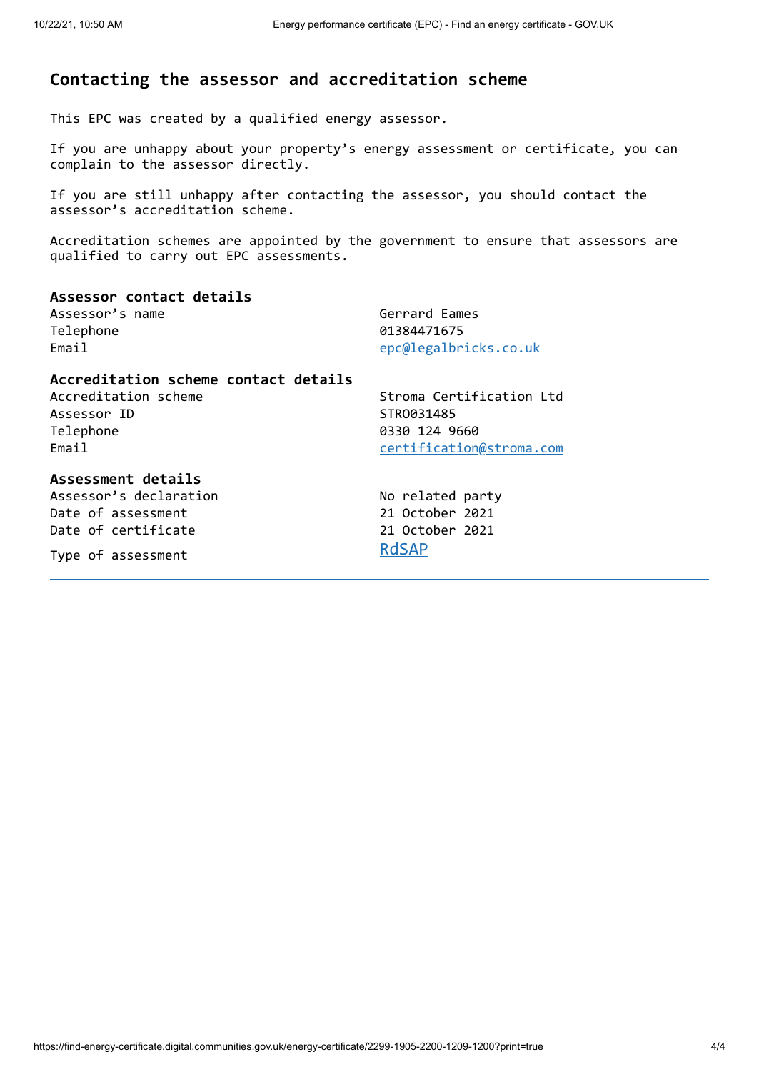## Contacting the assessor and accreditation scheme

This EPC was created by a qualified energy assessor.

If you are unhappy about your property's energy assessment or certificate, you can complain to the assessor directly.

If you are still unhappy after contacting the assessor, you should contact the assessor's accreditation scheme.

Accreditation schemes are appointed by the government to ensure that assessors are qualified to carry out EPC assessments.

### Assessor contact details

| | |
|---|---|
| Assessor's name | Gerrard Eames |
| Telephone | 01384471675 |
| Email | epc@legalbricks.co.uk |

### Accreditation scheme contact details

| | |
|---|---|
| Accreditation scheme | Stroma Certification Ltd |
| Assessor ID | STRO031485 |
| Telephone | 0330 124 9660 |
| Email | certification@stroma.com |

### Assessment details

| | |
|---|---|
| Assessor's declaration | No related party |
| Date of assessment | 21 October 2021 |
| Date of certificate | 21 October 2021 |
| Type of assessment | RdSAP |